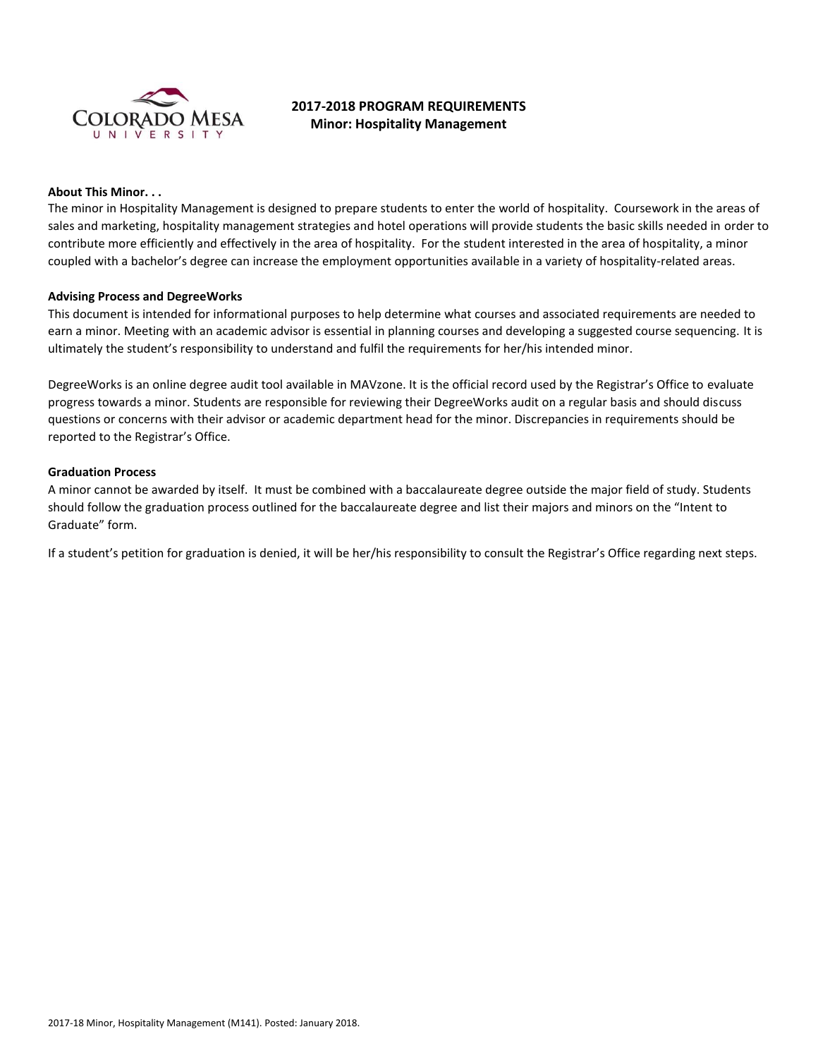# 2017-2018 PROGRAM REQUIREMENTS
## Minor: Hospitality Management

**About This Minor. . .**

The minor in Hospitality Management is designed to prepare students to enter the world of hospitality. Coursework in the areas of sales and marketing, hospitality management strategies and hotel operations will provide students the basic skills needed in order to contribute more efficiently and effectively in the area of hospitality. For the student interested in the area of hospitality, a minor coupled with a bachelor's degree can increase the employment opportunities available in a variety of hospitality-related areas.

**Advising Process and DegreeWorks**

This document is intended for informational purposes to help determine what courses and associated requirements are needed to earn a minor. Meeting with an academic advisor is essential in planning courses and developing a suggested course sequencing. It is ultimately the student's responsibility to understand and fulfil the requirements for her/his intended minor.

DegreeWorks is an online degree audit tool available in MAVzone. It is the official record used by the Registrar's Office to evaluate progress towards a minor. Students are responsible for reviewing their DegreeWorks audit on a regular basis and should discuss questions or concerns with their advisor or academic department head for the minor. Discrepancies in requirements should be reported to the Registrar's Office.

**Graduation Process**

A minor cannot be awarded by itself. It must be combined with a baccalaureate degree outside the major field of study. Students should follow the graduation process outlined for the baccalaureate degree and list their majors and minors on the "Intent to Graduate" form.

If a student's petition for graduation is denied, it will be her/his responsibility to consult the Registrar's Office regarding next steps.

2017-18 Minor, Hospitality Management (M141). Posted: January 2018.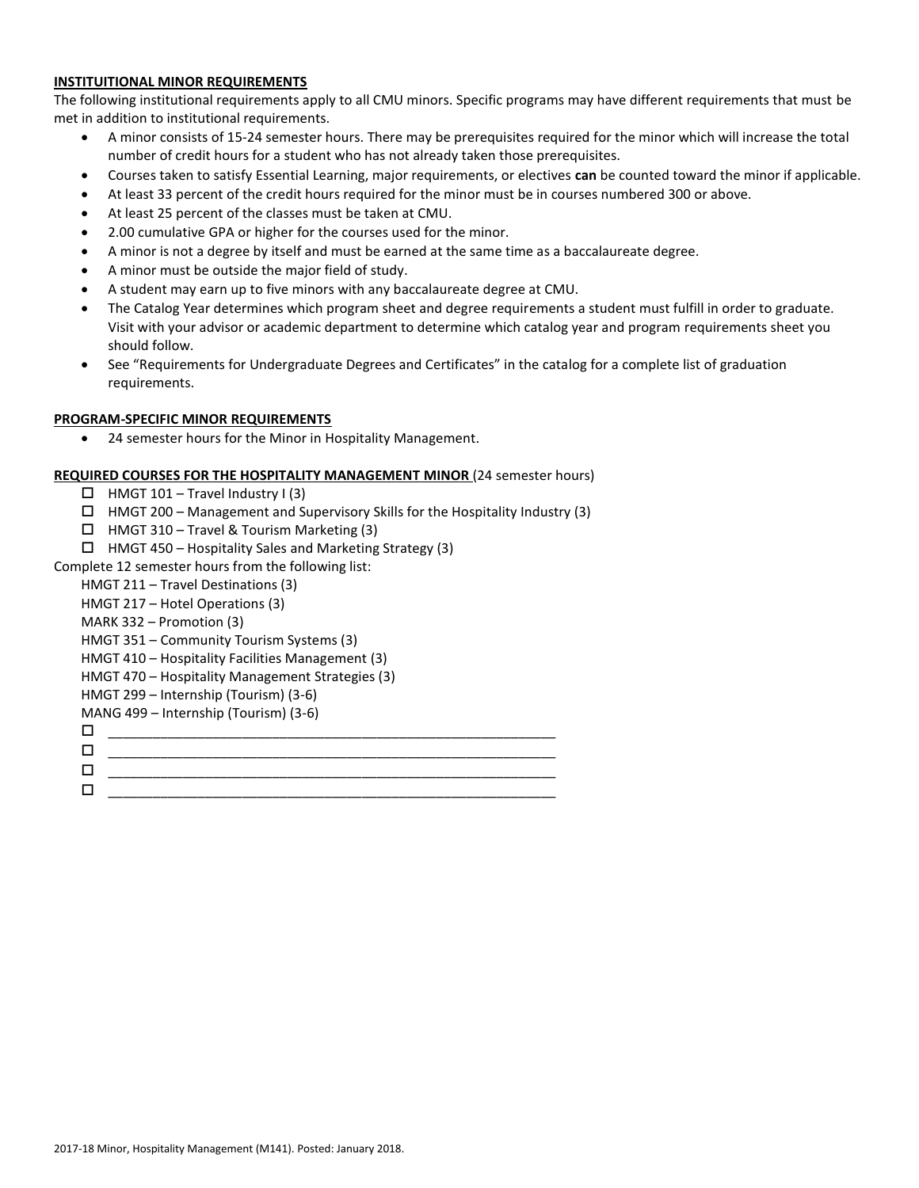**INSTITUITIONAL MINOR REQUIREMENTS**

The following institutional requirements apply to all CMU minors. Specific programs may have different requirements that must be met in addition to institutional requirements.

- A minor consists of 15-24 semester hours. There may be prerequisites required for the minor which will increase the total number of credit hours for a student who has not already taken those prerequisites.
- Courses taken to satisfy Essential Learning, major requirements, or electives **can** be counted toward the minor if applicable.
- At least 33 percent of the credit hours required for the minor must be in courses numbered 300 or above.
- At least 25 percent of the classes must be taken at CMU.
- 2.00 cumulative GPA or higher for the courses used for the minor.
- A minor is not a degree by itself and must be earned at the same time as a baccalaureate degree.
- A minor must be outside the major field of study.
- A student may earn up to five minors with any baccalaureate degree at CMU.
- The Catalog Year determines which program sheet and degree requirements a student must fulfill in order to graduate. Visit with your advisor or academic department to determine which catalog year and program requirements sheet you should follow.
- See "Requirements for Undergraduate Degrees and Certificates" in the catalog for a complete list of graduation requirements.

**PROGRAM-SPECIFIC MINOR REQUIREMENTS**

- 24 semester hours for the Minor in Hospitality Management.

**REQUIRED COURSES FOR THE HOSPITALITY MANAGEMENT MINOR** (24 semester hours)

- ☐ HMGT 101 – Travel Industry I (3)
- ☐ HMGT 200 – Management and Supervisory Skills for the Hospitality Industry (3)
- ☐ HMGT 310 – Travel & Tourism Marketing (3)
- ☐ HMGT 450 – Hospitality Sales and Marketing Strategy (3)

Complete 12 semester hours from the following list:

HMGT 211 – Travel Destinations (3)
HMGT 217 – Hotel Operations (3)
MARK 332 – Promotion (3)
HMGT 351 – Community Tourism Systems (3)
HMGT 410 – Hospitality Facilities Management (3)
HMGT 470 – Hospitality Management Strategies (3)
HMGT 299 – Internship (Tourism) (3-6)
MANG 499 – Internship (Tourism) (3-6)

- ☐ ____________________________________________________________
- ☐ ____________________________________________________________
- ☐ ____________________________________________________________
- ☐ ____________________________________________________________

2017-18 Minor, Hospitality Management (M141). Posted: January 2018.